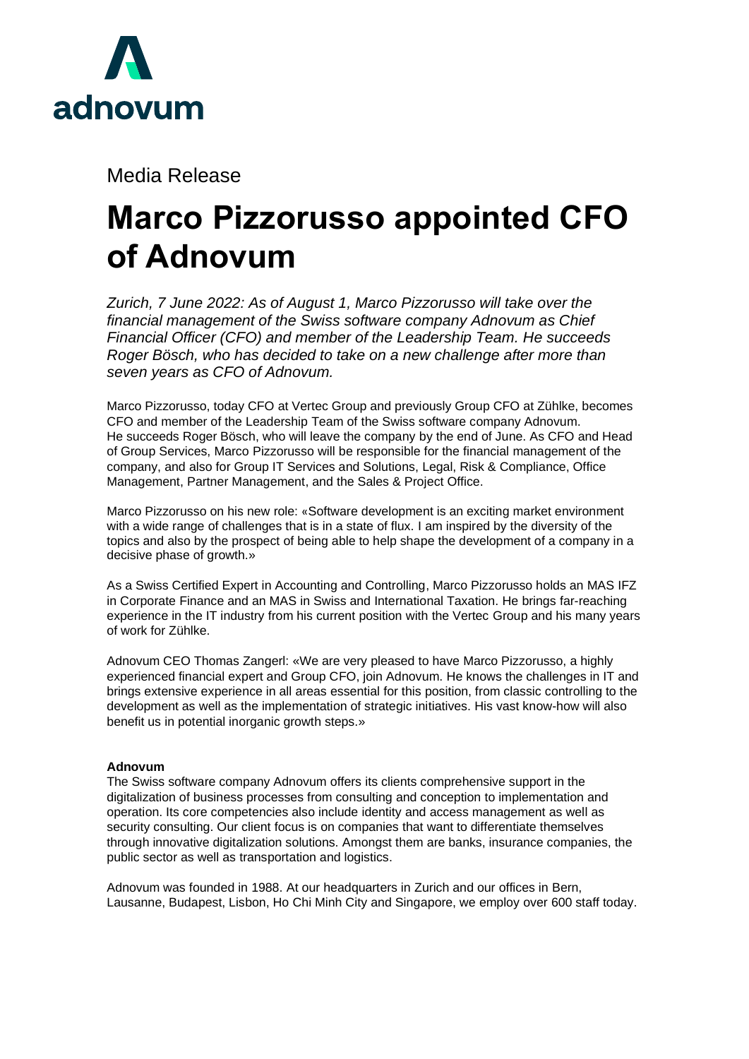adnovum

Media Release

# Marco Pizzorusso appointed CFO of Adnovum

*Zurich, 7 June 2022: As of August 1, Marco Pizzorusso will take over the financial management of the Swiss software company Adnovum as Chief Financial Officer (CFO) and member of the Leadership Team. He succeeds Roger Bösch, who has decided to take on a new challenge after more than seven years as CFO of Adnovum.*

Marco Pizzorusso, today CFO at Vertec Group and previously Group CFO at Zühlke, becomes CFO and member of the Leadership Team of the Swiss software company Adnovum. He succeeds Roger Bösch, who will leave the company by the end of June. As CFO and Head of Group Services, Marco Pizzorusso will be responsible for the financial management of the company, and also for Group IT Services and Solutions, Legal, Risk & Compliance, Office Management, Partner Management, and the Sales & Project Office.

Marco Pizzorusso on his new role: «Software development is an exciting market environment with a wide range of challenges that is in a state of flux. I am inspired by the diversity of the topics and also by the prospect of being able to help shape the development of a company in a decisive phase of growth.»

As a Swiss Certified Expert in Accounting and Controlling, Marco Pizzorusso holds an MAS IFZ in Corporate Finance and an MAS in Swiss and International Taxation. He brings far-reaching experience in the IT industry from his current position with the Vertec Group and his many years of work for Zühlke.

Adnovum CEO Thomas Zangerl: «We are very pleased to have Marco Pizzorusso, a highly experienced financial expert and Group CFO, join Adnovum. He knows the challenges in IT and brings extensive experience in all areas essential for this position, from classic controlling to the development as well as the implementation of strategic initiatives. His vast know-how will also benefit us in potential inorganic growth steps.»

**Adnovum**
The Swiss software company Adnovum offers its clients comprehensive support in the digitalization of business processes from consulting and conception to implementation and operation. Its core competencies also include identity and access management as well as security consulting. Our client focus is on companies that want to differentiate themselves through innovative digitalization solutions. Amongst them are banks, insurance companies, the public sector as well as transportation and logistics.

Adnovum was founded in 1988. At our headquarters in Zurich and our offices in Bern, Lausanne, Budapest, Lisbon, Ho Chi Minh City and Singapore, we employ over 600 staff today.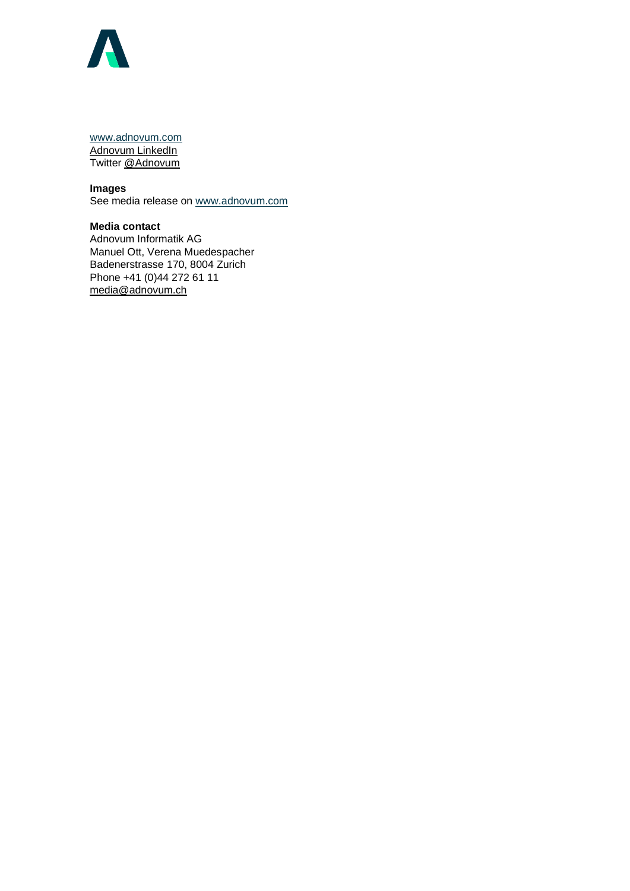www.adnovum.com
Adnovum LinkedIn
Twitter @Adnovum

**Images**
See media release on www.adnovum.com

**Media contact**
Adnovum Informatik AG
Manuel Ott, Verena Muedespacher
Badenerstrasse 170, 8004 Zurich
Phone +41 (0)44 272 61 11
media@adnovum.ch